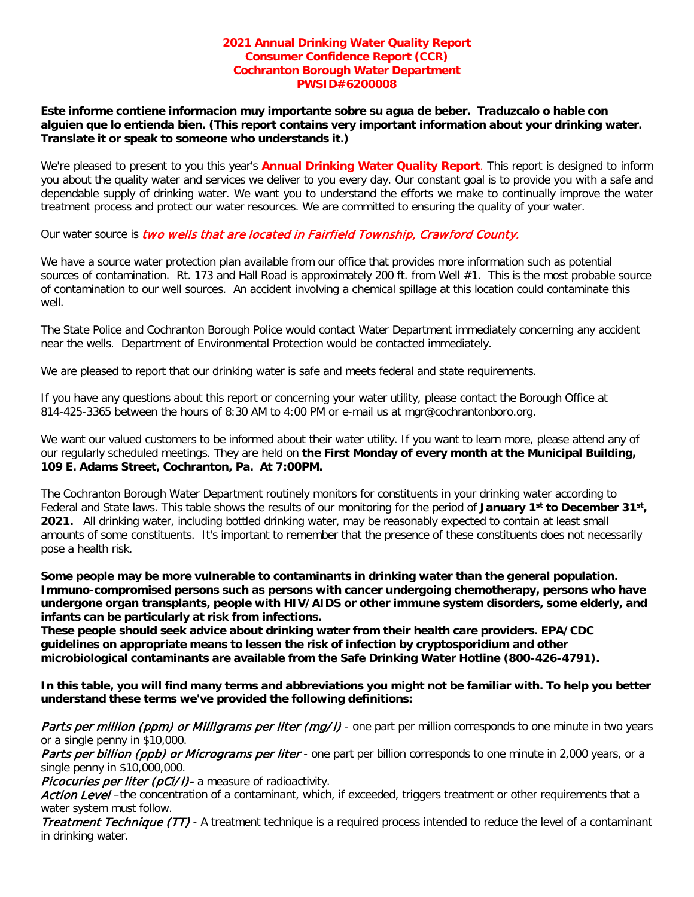# 2021 Annual Drinking Water Quality Report
# Consumer Confidence Report (CCR)
# Cochranton Borough Water Department
# PWSID#6200008

**Este informe contiene informacion muy importante sobre su agua de beber. Traduzcalo o hable con alguien que lo entienda bien. (This report contains very important information about your drinking water. Translate it or speak to someone who understands it.)**

We're pleased to present to you this year's **Annual Drinking Water Quality Report**. This report is designed to inform you about the quality water and services we deliver to you every day. Our constant goal is to provide you with a safe and dependable supply of drinking water. We want you to understand the efforts we make to continually improve the water treatment process and protect our water resources. We are committed to ensuring the quality of your water.

Our water source is *two wells that are located in Fairfield Township, Crawford County.*

We have a source water protection plan available from our office that provides more information such as potential sources of contamination. Rt. 173 and Hall Road is approximately 200 ft. from Well #1. This is the most probable source of contamination to our well sources. An accident involving a chemical spillage at this location could contaminate this well.

The State Police and Cochranton Borough Police would contact Water Department immediately concerning any accident near the wells. Department of Environmental Protection would be contacted immediately.

We are pleased to report that our drinking water is safe and meets federal and state requirements.

If you have any questions about this report or concerning your water utility, please contact the Borough Office at 814-425-3365 between the hours of 8:30 AM to 4:00 PM or e-mail us at mgr@cochrantonboro.org.

We want our valued customers to be informed about their water utility. If you want to learn more, please attend any of our regularly scheduled meetings. They are held on **the First Monday of every month at the Municipal Building, 109 E. Adams Street, Cochranton, Pa. At 7:00PM.**

The Cochranton Borough Water Department routinely monitors for constituents in your drinking water according to Federal and State laws. This table shows the results of our monitoring for the period of **January 1st to December 31st, 2021.** All drinking water, including bottled drinking water, may be reasonably expected to contain at least small amounts of some constituents. It's important to remember that the presence of these constituents does not necessarily pose a health risk.

**Some people may be more vulnerable to contaminants in drinking water than the general population. Immuno-compromised persons such as persons with cancer undergoing chemotherapy, persons who have undergone organ transplants, people with HIV/AIDS or other immune system disorders, some elderly, and infants can be particularly at risk from infections.**
**These people should seek advice about drinking water from their health care providers. EPA/CDC guidelines on appropriate means to lessen the risk of infection by cryptosporidium and other microbiological contaminants are available from the Safe Drinking Water Hotline (800-426-4791).**

**In this table, you will find many terms and abbreviations you might not be familiar with. To help you better understand these terms we've provided the following definitions:**

*Parts per million (ppm) or Milligrams per liter (mg/l)* - one part per million corresponds to one minute in two years or a single penny in $10,000.
*Parts per billion (ppb) or Micrograms per liter* - one part per billion corresponds to one minute in 2,000 years, or a single penny in $10,000,000.
*Picocuries per liter (pCi/l)*- a measure of radioactivity.
*Action Level* –the concentration of a contaminant, which, if exceeded, triggers treatment or other requirements that a water system must follow.
*Treatment Technique (TT)* - A treatment technique is a required process intended to reduce the level of a contaminant in drinking water.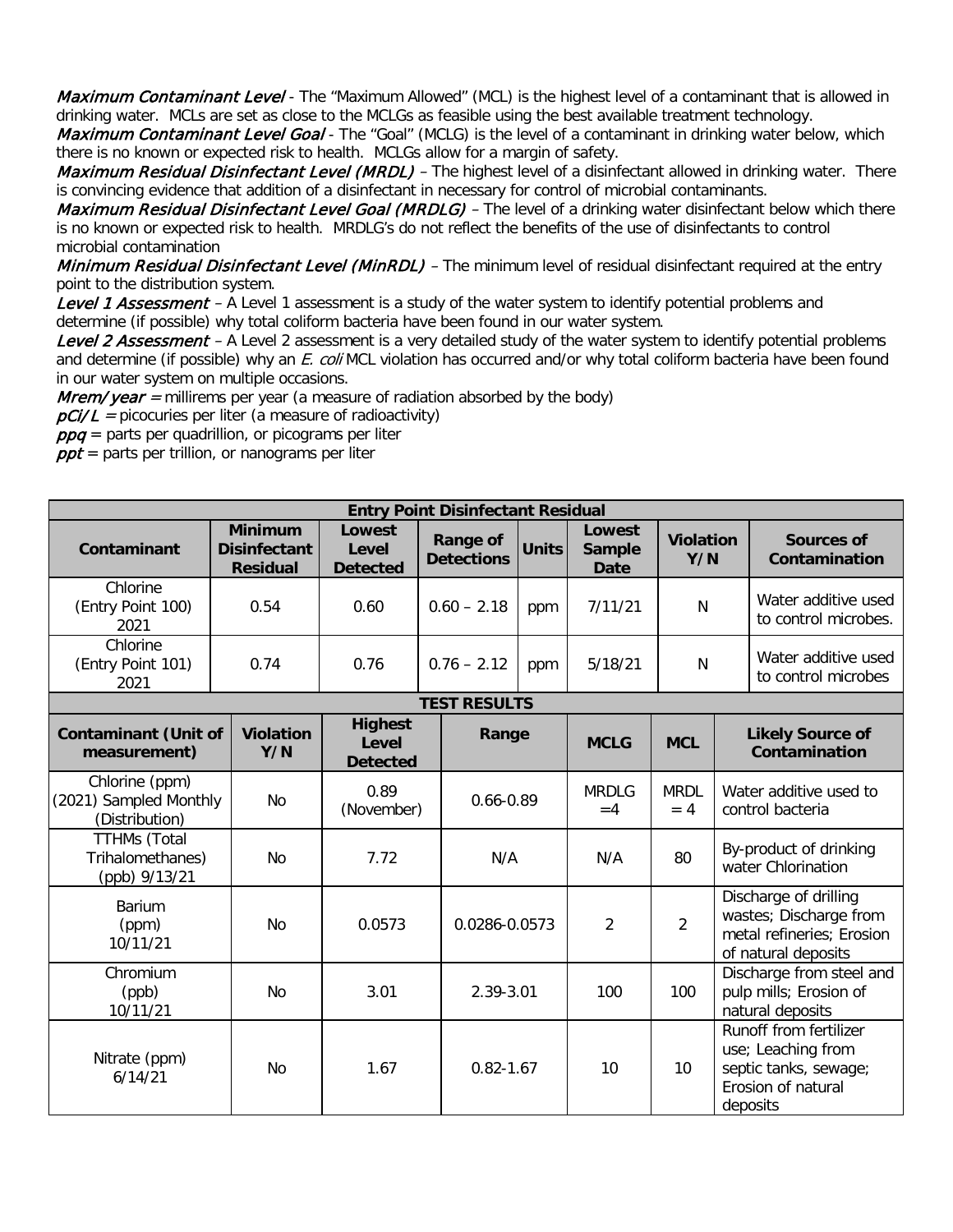*Maximum Contaminant Level* - The "Maximum Allowed" (MCL) is the highest level of a contaminant that is allowed in drinking water. MCLs are set as close to the MCLGs as feasible using the best available treatment technology.
*Maximum Contaminant Level Goal* - The "Goal" (MCLG) is the level of a contaminant in drinking water below, which there is no known or expected risk to health. MCLGs allow for a margin of safety.
*Maximum Residual Disinfectant Level (MRDL)* – The highest level of a disinfectant allowed in drinking water. There is convincing evidence that addition of a disinfectant in necessary for control of microbial contaminants.
*Maximum Residual Disinfectant Level Goal (MRDLG)* – The level of a drinking water disinfectant below which there is no known or expected risk to health. MRDLG's do not reflect the benefits of the use of disinfectants to control microbial contamination
*Minimum Residual Disinfectant Level (MinRDL)* – The minimum level of residual disinfectant required at the entry point to the distribution system.
*Level 1 Assessment* – A Level 1 assessment is a study of the water system to identify potential problems and determine (if possible) why total coliform bacteria have been found in our water system.
*Level 2 Assessment* – A Level 2 assessment is a very detailed study of the water system to identify potential problems and determine (if possible) why an *E. coli* MCL violation has occurred and/or why total coliform bacteria have been found in our water system on multiple occasions.
*Mrem/year* = millirems per year (a measure of radiation absorbed by the body)
*pCi/L* = picocuries per liter (a measure of radioactivity)
*ppq* = parts per quadrillion, or picograms per liter
*ppt* = parts per trillion, or nanograms per liter

| Entry Point Disinfectant Residual | | | | | | | |
|---|---|---|---|---|---|---|---|
| **Contaminant** | **Minimum Disinfectant Residual** | **Lowest Level Detected** | **Range of Detections** | **Units** | **Lowest Sample Date** | **Violation Y/N** | **Sources of Contamination** |
| Chlorine (Entry Point 100) 2021 | 0.54 | 0.60 | 0.60 – 2.18 | ppm | 7/11/21 | N | Water additive used to control microbes. |
| Chlorine (Entry Point 101) 2021 | 0.74 | 0.76 | 0.76 – 2.12 | ppm | 5/18/21 | N | Water additive used to control microbes |

| TEST RESULTS | | | | | | |
|---|---|---|---|---|---|---|
| **Contaminant (Unit of measurement)** | **Violation Y/N** | **Highest Level Detected** | **Range** | **MCLG** | **MCL** | **Likely Source of Contamination** |
| Chlorine (ppm) (2021) Sampled Monthly (Distribution) | No | 0.89 (November) | 0.66-0.89 | MRDLG =4 | MRDL = 4 | Water additive used to control bacteria |
| TTHMs (Total Trihalomethanes) (ppb) 9/13/21 | No | 7.72 | N/A | N/A | 80 | By-product of drinking water Chlorination |
| Barium (ppm) 10/11/21 | No | 0.0573 | 0.0286-0.0573 | 2 | 2 | Discharge of drilling wastes; Discharge from metal refineries; Erosion of natural deposits |
| Chromium (ppb) 10/11/21 | No | 3.01 | 2.39-3.01 | 100 | 100 | Discharge from steel and pulp mills; Erosion of natural deposits |
| Nitrate (ppm) 6/14/21 | No | 1.67 | 0.82-1.67 | 10 | 10 | Runoff from fertilizer use; Leaching from septic tanks, sewage; Erosion of natural deposits |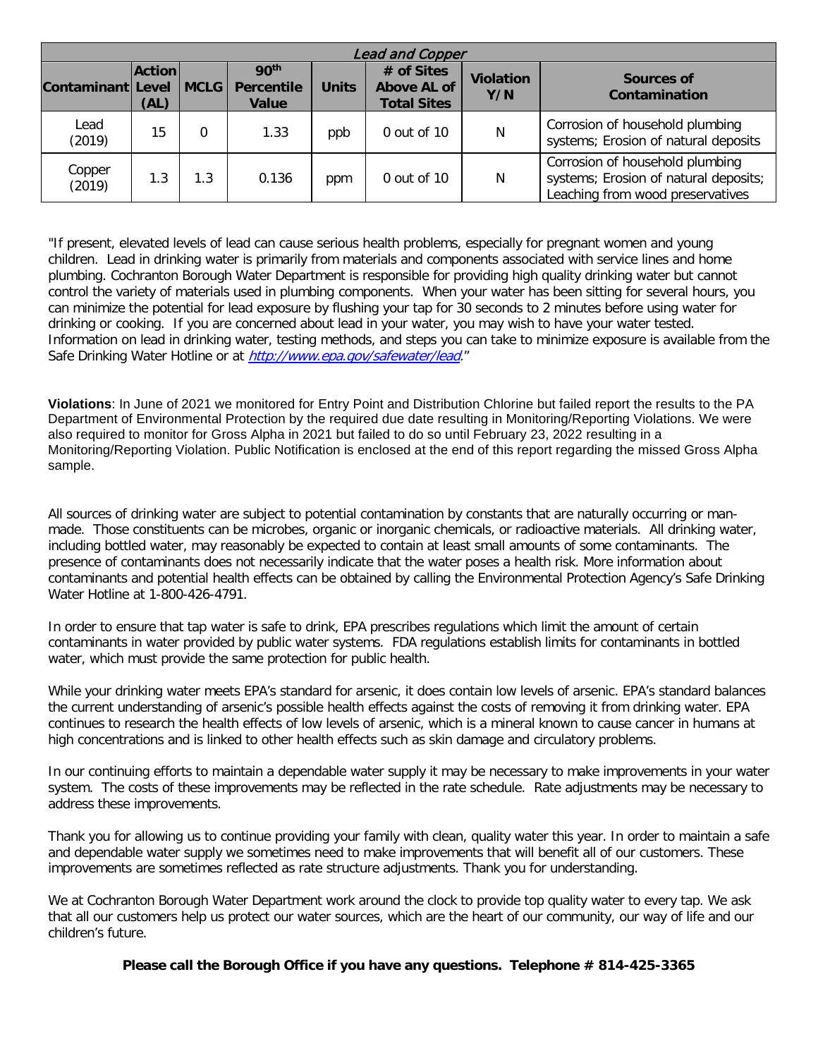| Lead and Copper | | | | | | | |
|---|---|---|---|---|---|---|---|
| Contaminant | Action Level (AL) | MCLG | 90th Percentile Value | Units | # of Sites Above AL of Total Sites | Violation Y/N | Sources of Contamination |
| Lead (2019) | 15 | 0 | 1.33 | ppb | 0 out of 10 | N | Corrosion of household plumbing systems; Erosion of natural deposits |
| Copper (2019) | 1.3 | 1.3 | 0.136 | ppm | 0 out of 10 | N | Corrosion of household plumbing systems; Erosion of natural deposits; Leaching from wood preservatives |

"If present, elevated levels of lead can cause serious health problems, especially for pregnant women and young children. Lead in drinking water is primarily from materials and components associated with service lines and home plumbing. Cochranton Borough Water Department is responsible for providing high quality drinking water but cannot control the variety of materials used in plumbing components. When your water has been sitting for several hours, you can minimize the potential for lead exposure by flushing your tap for 30 seconds to 2 minutes before using water for drinking or cooking. If you are concerned about lead in your water, you may wish to have your water tested. Information on lead in drinking water, testing methods, and steps you can take to minimize exposure is available from the Safe Drinking Water Hotline or at *http://www.epa.gov/safewater/lead*."

**Violations**: In June of 2021 we monitored for Entry Point and Distribution Chlorine but failed report the results to the PA Department of Environmental Protection by the required due date resulting in Monitoring/Reporting Violations. We were also required to monitor for Gross Alpha in 2021 but failed to do so until February 23, 2022 resulting in a Monitoring/Reporting Violation. Public Notification is enclosed at the end of this report regarding the missed Gross Alpha sample.

All sources of drinking water are subject to potential contamination by constants that are naturally occurring or man-made. Those constituents can be microbes, organic or inorganic chemicals, or radioactive materials. All drinking water, including bottled water, may reasonably be expected to contain at least small amounts of some contaminants. The presence of contaminants does not necessarily indicate that the water poses a health risk. More information about contaminants and potential health effects can be obtained by calling the Environmental Protection Agency's Safe Drinking Water Hotline at 1-800-426-4791.

In order to ensure that tap water is safe to drink, EPA prescribes regulations which limit the amount of certain contaminants in water provided by public water systems. FDA regulations establish limits for contaminants in bottled water, which must provide the same protection for public health.

While your drinking water meets EPA's standard for arsenic, it does contain low levels of arsenic. EPA's standard balances the current understanding of arsenic's possible health effects against the costs of removing it from drinking water. EPA continues to research the health effects of low levels of arsenic, which is a mineral known to cause cancer in humans at high concentrations and is linked to other health effects such as skin damage and circulatory problems.

In our continuing efforts to maintain a dependable water supply it may be necessary to make improvements in your water system. The costs of these improvements may be reflected in the rate schedule. Rate adjustments may be necessary to address these improvements.

Thank you for allowing us to continue providing your family with clean, quality water this year. In order to maintain a safe and dependable water supply we sometimes need to make improvements that will benefit all of our customers. These improvements are sometimes reflected as rate structure adjustments. Thank you for understanding.

We at Cochranton Borough Water Department work around the clock to provide top quality water to every tap. We ask that all our customers help us protect our water sources, which are the heart of our community, our way of life and our children's future.

**Please call the Borough Office if you have any questions. Telephone # 814-425-3365**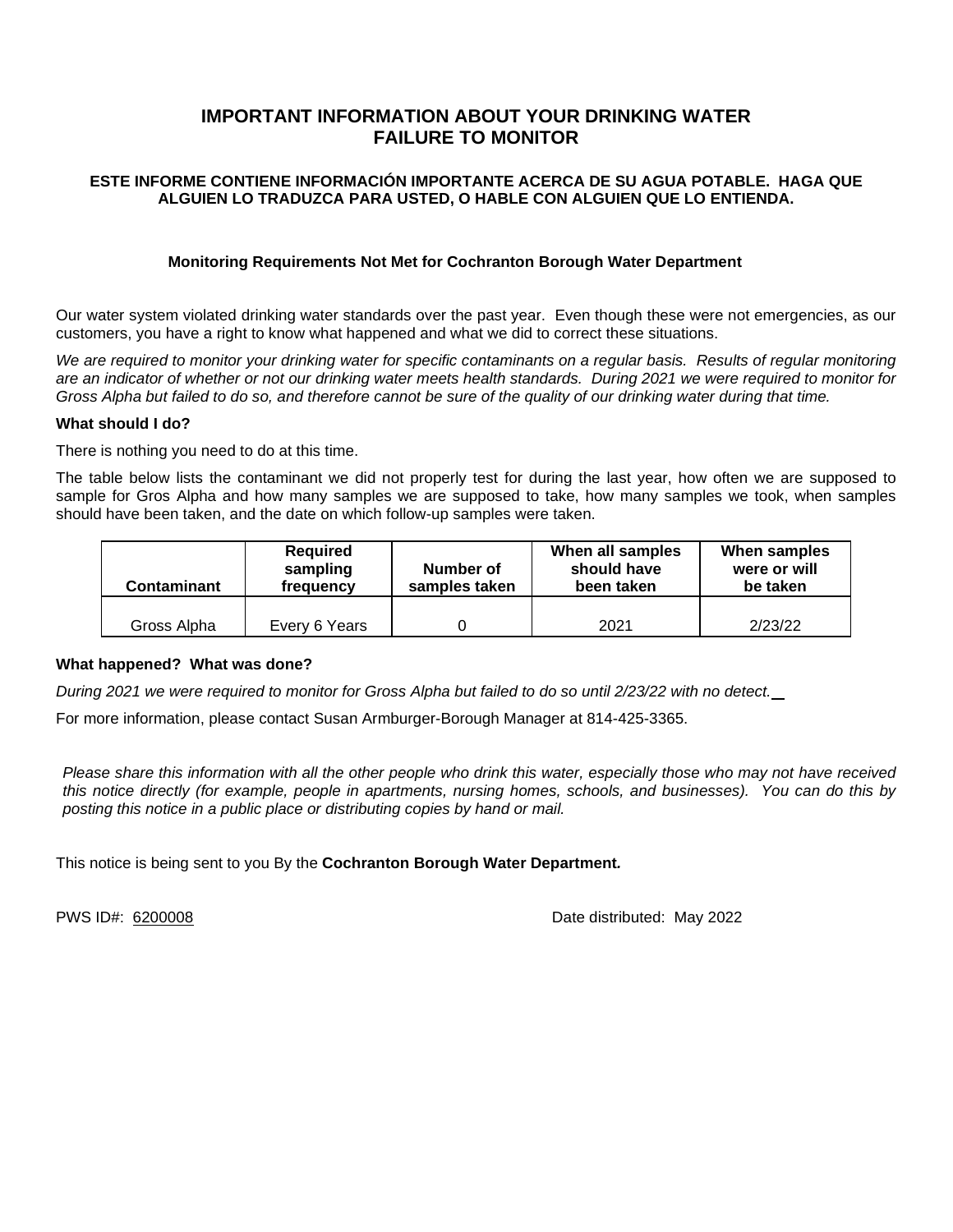# IMPORTANT INFORMATION ABOUT YOUR DRINKING WATER
# FAILURE TO MONITOR

**ESTE INFORME CONTIENE INFORMACIÓN IMPORTANTE ACERCA DE SU AGUA POTABLE. HAGA QUE ALGUIEN LO TRADUZCA PARA USTED, O HABLE CON ALGUIEN QUE LO ENTIENDA.**

**Monitoring Requirements Not Met for Cochranton Borough Water Department**

Our water system violated drinking water standards over the past year. Even though these were not emergencies, as our customers, you have a right to know what happened and what we did to correct these situations.

*We are required to monitor your drinking water for specific contaminants on a regular basis. Results of regular monitoring are an indicator of whether or not our drinking water meets health standards. During 2021 we were required to monitor for Gross Alpha but failed to do so, and therefore cannot be sure of the quality of our drinking water during that time.*

**What should I do?**

There is nothing you need to do at this time.

The table below lists the contaminant we did not properly test for during the last year, how often we are supposed to sample for Gros Alpha and how many samples we are supposed to take, how many samples we took, when samples should have been taken, and the date on which follow-up samples were taken.

| Contaminant | Required sampling frequency | Number of samples taken | When all samples should have been taken | When samples were or will be taken |
|---|---|---|---|---|
| Gross Alpha | Every 6 Years | 0 | 2021 | 2/23/22 |

**What happened? What was done?**

*During 2021 we were required to monitor for Gross Alpha but failed to do so until 2/23/22 with no detect.*

For more information, please contact Susan Armburger-Borough Manager at 814-425-3365.

*Please share this information with all the other people who drink this water, especially those who may not have received this notice directly (for example, people in apartments, nursing homes, schools, and businesses). You can do this by posting this notice in a public place or distributing copies by hand or mail.*

This notice is being sent to you By the **Cochranton Borough Water Department.**

PWS ID#: 6200008

Date distributed: May 2022